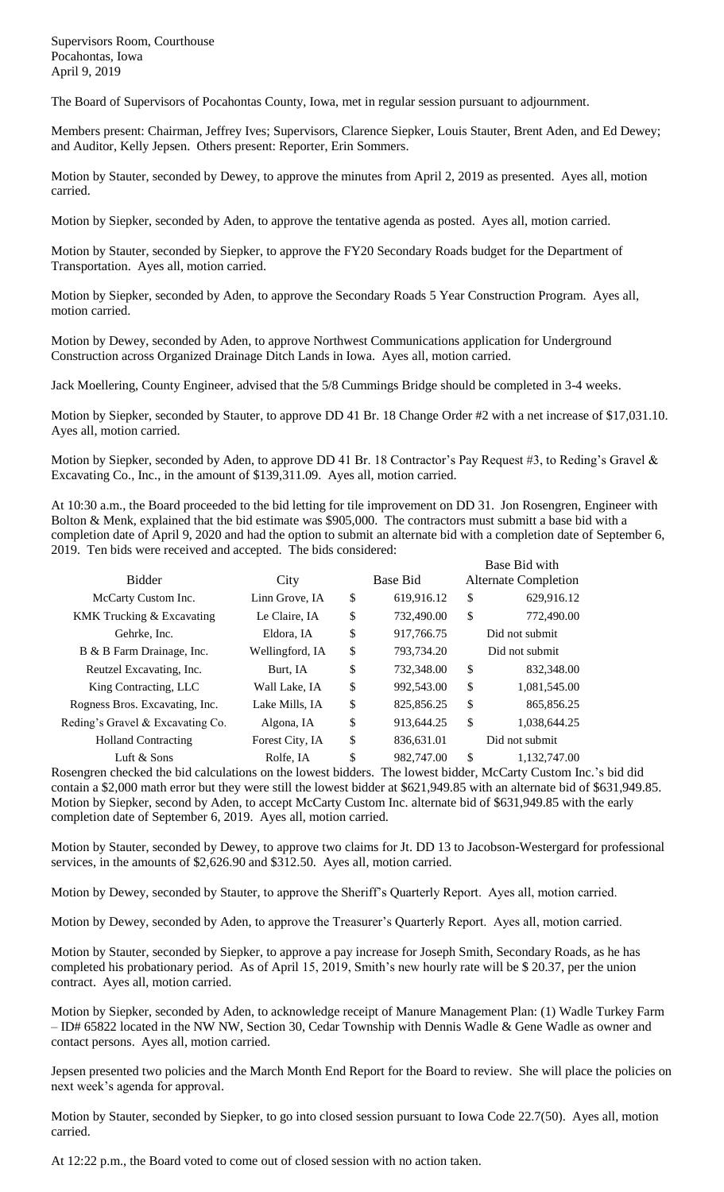Supervisors Room, Courthouse
Pocahontas, Iowa
April 9, 2019

The Board of Supervisors of Pocahontas County, Iowa, met in regular session pursuant to adjournment.

Members present: Chairman, Jeffrey Ives; Supervisors, Clarence Siepker, Louis Stauter, Brent Aden, and Ed Dewey; and Auditor, Kelly Jepsen. Others present: Reporter, Erin Sommers.

Motion by Stauter, seconded by Dewey, to approve the minutes from April 2, 2019 as presented. Ayes all, motion carried.

Motion by Siepker, seconded by Aden, to approve the tentative agenda as posted. Ayes all, motion carried.

Motion by Stauter, seconded by Siepker, to approve the FY20 Secondary Roads budget for the Department of Transportation. Ayes all, motion carried.

Motion by Siepker, seconded by Aden, to approve the Secondary Roads 5 Year Construction Program. Ayes all, motion carried.

Motion by Dewey, seconded by Aden, to approve Northwest Communications application for Underground Construction across Organized Drainage Ditch Lands in Iowa. Ayes all, motion carried.

Jack Moellering, County Engineer, advised that the 5/8 Cummings Bridge should be completed in 3-4 weeks.

Motion by Siepker, seconded by Stauter, to approve DD 41 Br. 18 Change Order #2 with a net increase of $17,031.10. Ayes all, motion carried.

Motion by Siepker, seconded by Aden, to approve DD 41 Br. 18 Contractor's Pay Request #3, to Reding's Gravel & Excavating Co., Inc., in the amount of $139,311.09. Ayes all, motion carried.

At 10:30 a.m., the Board proceeded to the bid letting for tile improvement on DD 31. Jon Rosengren, Engineer with Bolton & Menk, explained that the bid estimate was $905,000. The contractors must submitt a base bid with a completion date of April 9, 2020 and had the option to submit an alternate bid with a completion date of September 6, 2019. Ten bids were received and accepted. The bids considered:

| Bidder | City | Base Bid | Base Bid with Alternate Completion |
|---|---|---|---|
| McCarty Custom Inc. | Linn Grove, IA | $ 619,916.12 | $ 629,916.12 |
| KMK Trucking & Excavating | Le Claire, IA | $ 732,490.00 | $ 772,490.00 |
| Gehrke, Inc. | Eldora, IA | $ 917,766.75 | Did not submit |
| B & B Farm Drainage, Inc. | Wellingford, IA | $ 793,734.20 | Did not submit |
| Reutzel Excavating, Inc. | Burt, IA | $ 732,348.00 | $ 832,348.00 |
| King Contracting, LLC | Wall Lake, IA | $ 992,543.00 | $ 1,081,545.00 |
| Rogness Bros. Excavating, Inc. | Lake Mills, IA | $ 825,856.25 | $ 865,856.25 |
| Reding's Gravel & Excavating Co. | Algona, IA | $ 913,644.25 | $ 1,038,644.25 |
| Holland Contracting | Forest City, IA | $ 836,631.01 | Did not submit |
| Luft & Sons | Rolfe, IA | $ 982,747.00 | $ 1,132,747.00 |

Rosengren checked the bid calculations on the lowest bidders. The lowest bidder, McCarty Custom Inc.'s bid did contain a $2,000 math error but they were still the lowest bidder at $621,949.85 with an alternate bid of $631,949.85. Motion by Siepker, second by Aden, to accept McCarty Custom Inc. alternate bid of $631,949.85 with the early completion date of September 6, 2019. Ayes all, motion carried.

Motion by Stauter, seconded by Dewey, to approve two claims for Jt. DD 13 to Jacobson-Westergard for professional services, in the amounts of $2,626.90 and $312.50. Ayes all, motion carried.

Motion by Dewey, seconded by Stauter, to approve the Sheriff's Quarterly Report. Ayes all, motion carried.

Motion by Dewey, seconded by Aden, to approve the Treasurer's Quarterly Report. Ayes all, motion carried.

Motion by Stauter, seconded by Siepker, to approve a pay increase for Joseph Smith, Secondary Roads, as he has completed his probationary period. As of April 15, 2019, Smith's new hourly rate will be $ 20.37, per the union contract. Ayes all, motion carried.

Motion by Siepker, seconded by Aden, to acknowledge receipt of Manure Management Plan: (1) Wadle Turkey Farm – ID# 65822 located in the NW NW, Section 30, Cedar Township with Dennis Wadle & Gene Wadle as owner and contact persons. Ayes all, motion carried.

Jepsen presented two policies and the March Month End Report for the Board to review. She will place the policies on next week's agenda for approval.

Motion by Stauter, seconded by Siepker, to go into closed session pursuant to Iowa Code 22.7(50). Ayes all, motion carried.

At 12:22 p.m., the Board voted to come out of closed session with no action taken.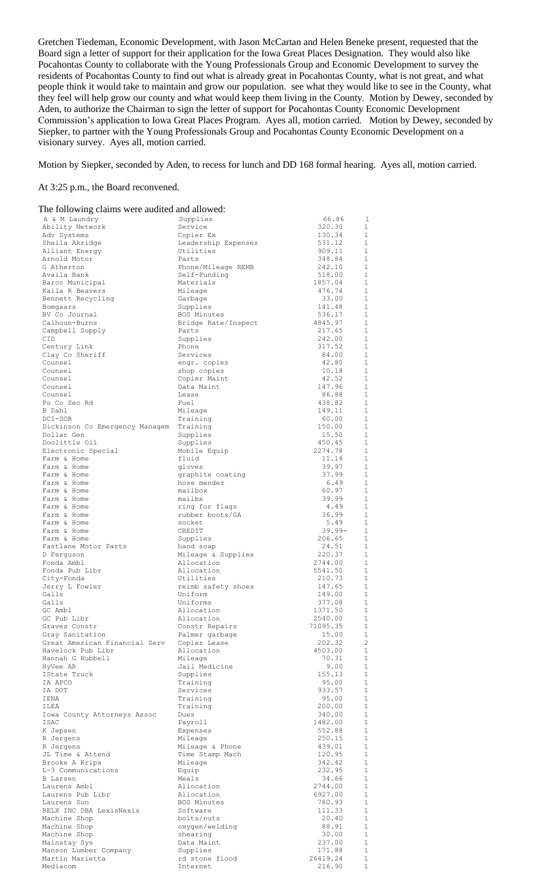Gretchen Tiedeman, Economic Development, with Jason McCartan and Helen Beneke present, requested that the Board sign a letter of support for their application for the Iowa Great Places Designation. They would also like Pocahontas County to collaborate with the Young Professionals Group and Economic Development to survey the residents of Pocahontas County to find out what is already great in Pocahontas County, what is not great, and what people think it would take to maintain and grow our population. see what they would like to see in the County, what they feel will help grow our county and what would keep them living in the County. Motion by Dewey, seconded by Aden, to authorize the Chairman to sign the letter of support for Pocahontas County Economic Development Commission's application to Iowa Great Places Program. Ayes all, motion carried. Motion by Dewey, seconded by Siepker, to partner with the Young Professionals Group and Pocahontas County Economic Development on a visionary survey. Ayes all, motion carried.

Motion by Siepker, seconded by Aden, to recess for lunch and DD 168 formal hearing. Ayes all, motion carried.

At 3:25 p.m., the Board reconvened.

The following claims were audited and allowed:

| | | | |
|---|---|---|---|
| A & M Laundry | Supplies | 66.86 | 1 |
| Ability Network | Service | 320.30 | 1 |
| Adv Systems | Copier Ex | 130.34 | 1 |
| Sheila Akridge | Leadership Expenses | 531.12 | 1 |
| Alliant Energy | Utilities | 909.11 | 1 |
| Arnold Motor | Parts | 348.84 | 1 |
| G Atherton | Phone/Mileage REMB | 242.10 | 1 |
| Availa Bank | Self-Funding | 518.00 | 1 |
| Barco Municipal | Materials | 1857.04 | 1 |
| Kaila R Beavers | Mileage | 476.74 | 1 |
| Bennett Recycling | Garbage | 33.00 | 1 |
| Bomgaars | Supplies | 141.48 | 1 |
| BV Co Journal | BOS Minutes | 536.17 | 1 |
| Calhoun-Burns | Bridge Rate/Inspect | 4845.97 | 1 |
| Campbell Supply | Parts | 217.65 | 1 |
| CID | Supplies | 242.00 | 1 |
| Century Link | Phone | 317.52 | 1 |
| Clay Co Sheriff | Services | 84.00 | 1 |
| Counsel | engr. copies | 42.80 | 1 |
| Counsel | shop copies | 10.18 | 1 |
| Counsel | Copier Maint | 42.52 | 1 |
| Counsel | Data Maint | 147.96 | 1 |
| Counsel | Lease | 86.88 | 1 |
| Po Co Sec Rd | Fuel | 438.82 | 1 |
| B Dahl | Mileage | 149.11 | 1 |
| DCI-SOR | Training | 60.00 | 1 |
| Dickinson Co Emergency Managem | Training | 150.00 | 1 |
| Dollar Gen | Supplies | 15.50 | 1 |
| Doolittle Oil | Supplies | 450.45 | 1 |
| Electronic Special | Mobile Equip | 2274.78 | 1 |
| Farm & Home | fluid | 11.18 | 1 |
| Farm & Home | gloves | 39.97 | 1 |
| Farm & Home | graphite coating | 37.99 | 1 |
| Farm & Home | hose mender | 6.49 | 1 |
| Farm & Home | mailbox | 60.97 | 1 |
| Farm & Home | mailbx | 39.99 | 1 |
| Farm & Home | ring for flags | 4.49 | 1 |
| Farm & Home | rubber boots/GA | 36.99 | 1 |
| Farm & Home | socket | 5.49 | 1 |
| Farm & Home | CREDIT | 39.99- | 1 |
| Farm & Home | Supplies | 206.65 | 1 |
| Fastlane Motor Parts | hand soap | 24.51 | 1 |
| D Ferguson | Mileage & Supplies | 220.37 | 1 |
| Fonda Ambl | Allocation | 2744.00 | 1 |
| Fonda Pub Libr | Allocation | 5541.50 | 1 |
| City-Fonda | Utilities | 210.73 | 1 |
| Jerry L Fowler | reimb safety shoes | 147.65 | 1 |
| Galls | Uniform | 149.00 | 1 |
| Galls | Uniforms | 377.08 | 1 |
| GC Ambl | Allocation | 1371.50 | 1 |
| GC Pub Libr | Allocation | 2540.00 | 1 |
| Graves Constr | Constr Repairs | 71095.35 | 1 |
| Gray Sanitation | Palmer garbage | 15.00 | 1 |
| Great American Financial Serv | Copier Lease | 202.32 | 2 |
| Havelock Pub Libr | Allocation | 4503.00 | 1 |
| Hannah G Hubbell | Mileage | 70.31 | 1 |
| HyVee AR | Jail Medicine | 9.00 | 1 |
| IState Truck | Supplies | 155.13 | 1 |
| IA APCO | Training | 95.00 | 1 |
| IA DOT | Services | 933.57 | 1 |
| IENA | Training | 95.00 | 1 |
| ILEA | Training | 200.00 | 1 |
| Iowa County Attorneys Assoc | Dues | 340.00 | 1 |
| ISAC | Payroll | 1482.00 | 1 |
| K Jepsen | Expenses | 552.88 | 1 |
| R Jergens | Mileage | 250.15 | 1 |
| R Jergens | Mileage & Phone | 439.01 | 1 |
| JL Time & Attend | Time Stamp Mach | 120.95 | 1 |
| Brooke A Krips | Mileage | 342.42 | 1 |
| L-3 Communications | Equip | 232.95 | 1 |
| B Larsen | Meals | 34.66 | 1 |
| Laurens Ambl | Allocation | 2744.00 | 1 |
| Laurens Pub Libr | Allocation | 6927.00 | 1 |
| Laurens Sun | BOS Minutes | 780.93 | 1 |
| RELX INC DBA LexisNexis | Software | 111.33 | 1 |
| Machine Shop | bolts/nuts | 20.40 | 1 |
| Machine Shop | oxygen/welding | 88.91 | 1 |
| Machine Shop | shearing | 30.00 | 1 |
| Mainstay Sys | Data Maint | 237.00 | 1 |
| Manson Lumber Company | Supplies | 171.88 | 1 |
| Martin Marietta | rd stone flood | 26419.24 | 1 |
| Mediacom | Internet | 216.90 | 1 |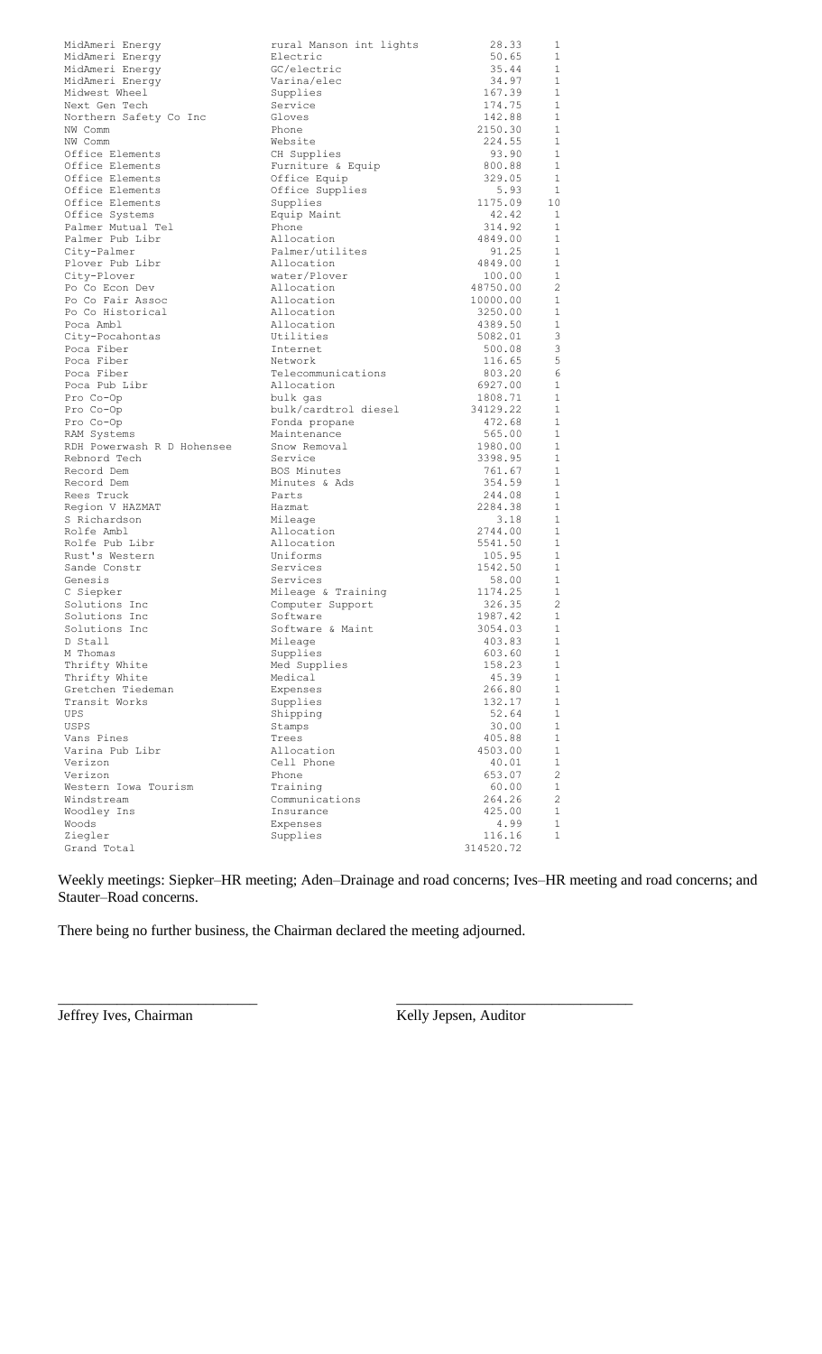| | | | |
|---|---|---|---|
| MidAmeri Energy | rural Manson int lights | 28.33 | 1 |
| MidAmeri Energy | Electric | 50.65 | 1 |
| MidAmeri Energy | GC/electric | 35.44 | 1 |
| MidAmeri Energy | Varina/elec | 34.97 | 1 |
| Midwest Wheel | Supplies | 167.39 | 1 |
| Next Gen Tech | Service | 174.75 | 1 |
| Northern Safety Co Inc | Gloves | 142.88 | 1 |
| NW Comm | Phone | 2150.30 | 1 |
| NW Comm | Website | 224.55 | 1 |
| Office Elements | CH Supplies | 93.90 | 1 |
| Office Elements | Furniture & Equip | 800.88 | 1 |
| Office Elements | Office Equip | 329.05 | 1 |
| Office Elements | Office Supplies | 5.93 | 1 |
| Office Elements | Supplies | 1175.09 | 10 |
| Office Systems | Equip Maint | 42.42 | 1 |
| Palmer Mutual Tel | Phone | 314.92 | 1 |
| Palmer Pub Libr | Allocation | 4849.00 | 1 |
| City-Palmer | Palmer/utilites | 91.25 | 1 |
| Plover Pub Libr | Allocation | 4849.00 | 1 |
| City-Plover | water/Plover | 100.00 | 1 |
| Po Co Econ Dev | Allocation | 48750.00 | 2 |
| Po Co Fair Assoc | Allocation | 10000.00 | 1 |
| Po Co Historical | Allocation | 3250.00 | 1 |
| Poca Ambl | Allocation | 4389.50 | 1 |
| City-Pocahontas | Utilities | 5082.01 | 3 |
| Poca Fiber | Internet | 500.08 | 3 |
| Poca Fiber | Network | 116.65 | 5 |
| Poca Fiber | Telecommunications | 803.20 | 6 |
| Poca Pub Libr | Allocation | 6927.00 | 1 |
| Pro Co-Op | bulk gas | 1808.71 | 1 |
| Pro Co-Op | bulk/cardtrol diesel | 34129.22 | 1 |
| Pro Co-Op | Fonda propane | 472.68 | 1 |
| RAM Systems | Maintenance | 565.00 | 1 |
| RDH Powerwash R D Hohensee | Snow Removal | 1980.00 | 1 |
| Rebnord Tech | Service | 3398.95 | 1 |
| Record Dem | BOS Minutes | 761.67 | 1 |
| Record Dem | Minutes & Ads | 354.59 | 1 |
| Rees Truck | Parts | 244.08 | 1 |
| Region V HAZMAT | Hazmat | 2284.38 | 1 |
| S Richardson | Mileage | 3.18 | 1 |
| Rolfe Ambl | Allocation | 2744.00 | 1 |
| Rolfe Pub Libr | Allocation | 5541.50 | 1 |
| Rust's Western | Uniforms | 105.95 | 1 |
| Sande Constr | Services | 1542.50 | 1 |
| Genesis | Services | 58.00 | 1 |
| C Siepker | Mileage & Training | 1174.25 | 1 |
| Solutions Inc | Computer Support | 326.35 | 2 |
| Solutions Inc | Software | 1987.42 | 1 |
| Solutions Inc | Software & Maint | 3054.03 | 1 |
| D Stall | Mileage | 403.83 | 1 |
| M Thomas | Supplies | 603.60 | 1 |
| Thrifty White | Med Supplies | 158.23 | 1 |
| Thrifty White | Medical | 45.39 | 1 |
| Gretchen Tiedeman | Expenses | 266.80 | 1 |
| Transit Works | Supplies | 132.17 | 1 |
| UPS | Shipping | 52.64 | 1 |
| USPS | Stamps | 30.00 | 1 |
| Vans Pines | Trees | 405.88 | 1 |
| Varina Pub Libr | Allocation | 4503.00 | 1 |
| Verizon | Cell Phone | 40.01 | 1 |
| Verizon | Phone | 653.07 | 2 |
| Western Iowa Tourism | Training | 60.00 | 1 |
| Windstream | Communications | 264.26 | 2 |
| Woodley Ins | Insurance | 425.00 | 1 |
| Woods | Expenses | 4.99 | 1 |
| Ziegler | Supplies | 116.16 | 1 |
| Grand Total | | 314520.72 | |

Weekly meetings: Siepker–HR meeting; Aden–Drainage and road concerns; Ives–HR meeting and road concerns; and Stauter–Road concerns.

There being no further business, the Chairman declared the meeting adjourned.

\_\_\_\_\_\_\_\_\_\_\_\_\_\_\_\_\_\_\_\_\_\_\_\_\_\_\_ \_\_\_\_\_\_\_\_\_\_\_\_\_\_\_\_\_\_\_\_\_\_\_\_\_\_\_\_\_\_\_\_

Jeffrey Ives, Chairman Kelly Jepsen, Auditor